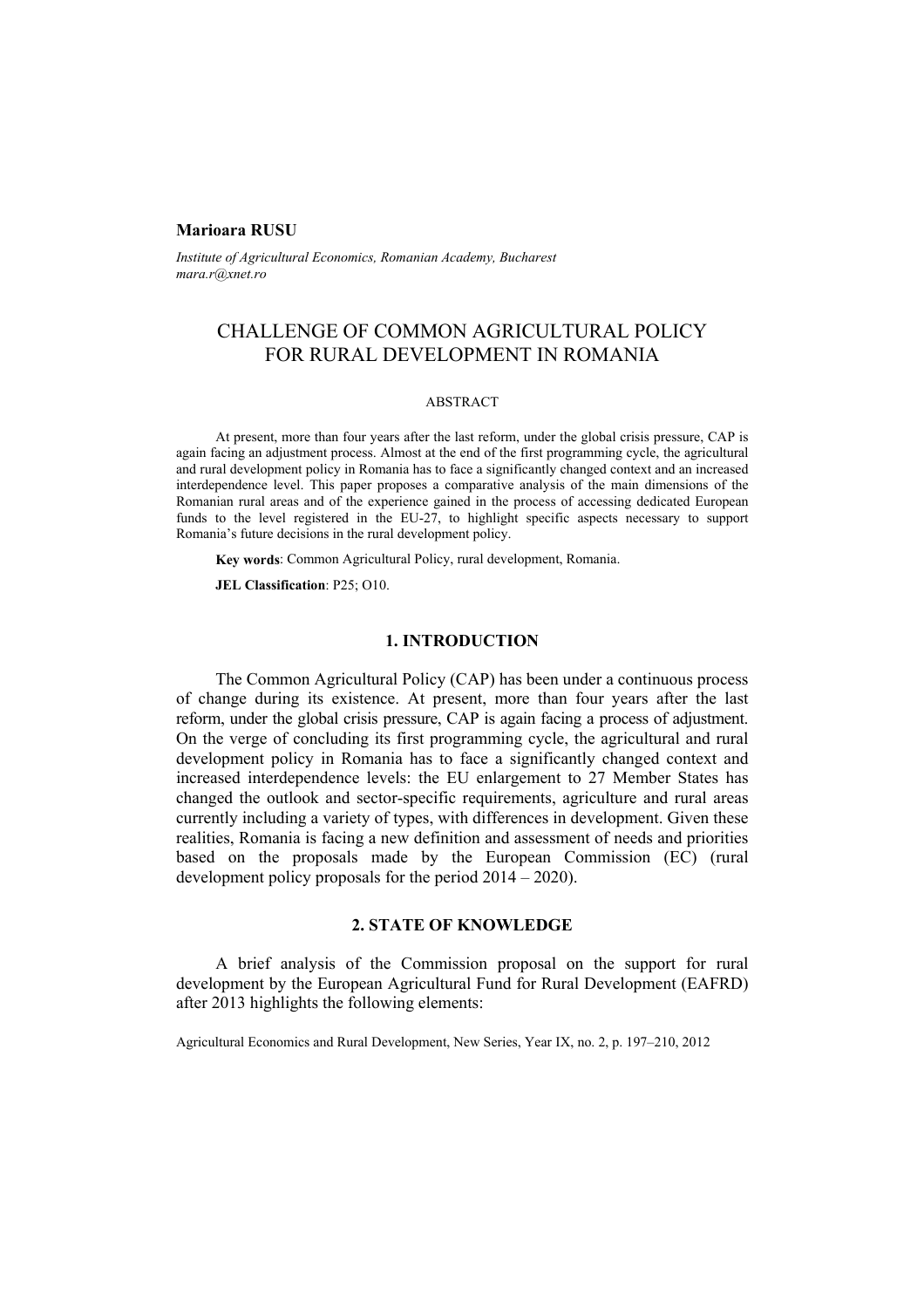**Marioara RUSU**

*Institute of Agricultural Economics, Romanian Academy, Bucharest*
*mara.r@xnet.ro*

# CHALLENGE OF COMMON AGRICULTURAL POLICY FOR RURAL DEVELOPMENT IN ROMANIA

ABSTRACT

At present, more than four years after the last reform, under the global crisis pressure, CAP is again facing an adjustment process. Almost at the end of the first programming cycle, the agricultural and rural development policy in Romania has to face a significantly changed context and an increased interdependence level. This paper proposes a comparative analysis of the main dimensions of the Romanian rural areas and of the experience gained in the process of accessing dedicated European funds to the level registered in the EU-27, to highlight specific aspects necessary to support Romania's future decisions in the rural development policy.

**Key words**: Common Agricultural Policy, rural development, Romania.

**JEL Classification**: P25; O10.

## 1. INTRODUCTION

The Common Agricultural Policy (CAP) has been under a continuous process of change during its existence. At present, more than four years after the last reform, under the global crisis pressure, CAP is again facing a process of adjustment. On the verge of concluding its first programming cycle, the agricultural and rural development policy in Romania has to face a significantly changed context and increased interdependence levels: the EU enlargement to 27 Member States has changed the outlook and sector-specific requirements, agriculture and rural areas currently including a variety of types, with differences in development. Given these realities, Romania is facing a new definition and assessment of needs and priorities based on the proposals made by the European Commission (EC) (rural development policy proposals for the period 2014 – 2020).

## 2. STATE OF KNOWLEDGE

A brief analysis of the Commission proposal on the support for rural development by the European Agricultural Fund for Rural Development (EAFRD) after 2013 highlights the following elements: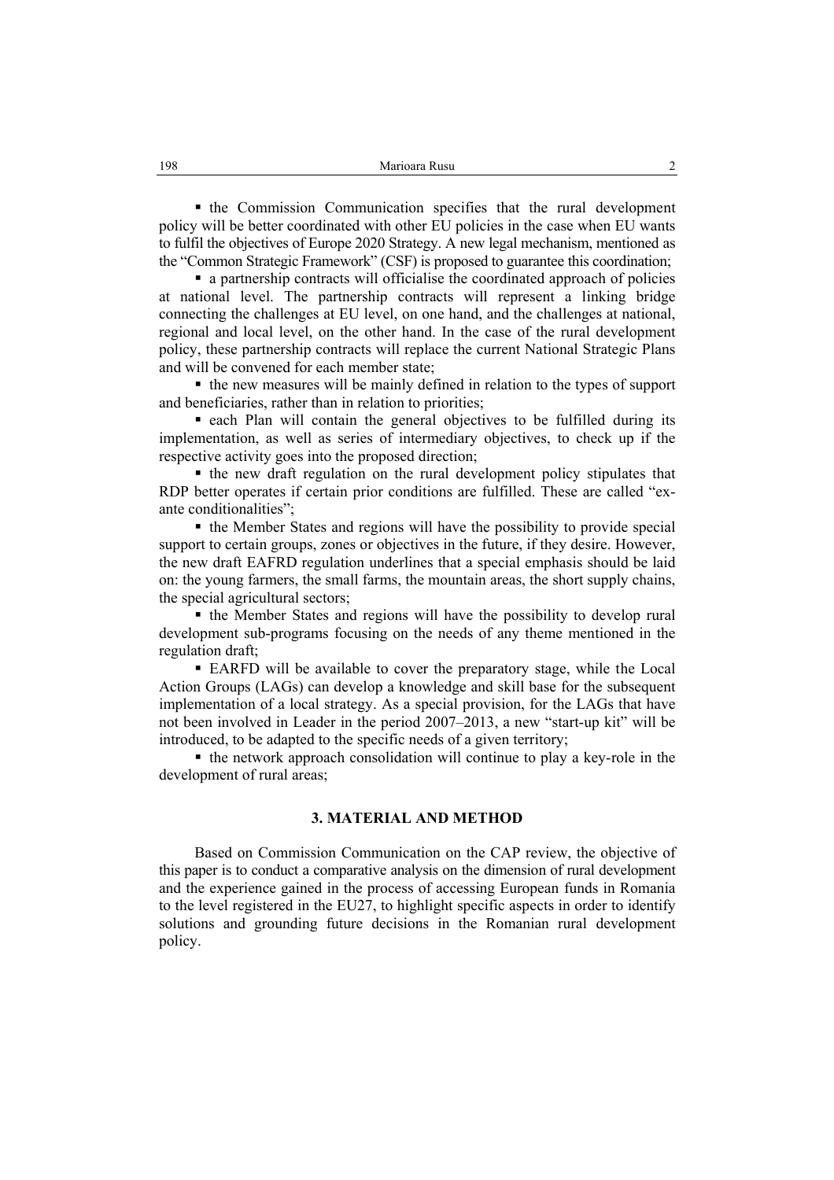- the Commission Communication specifies that the rural development policy will be better coordinated with other EU policies in the case when EU wants to fulfil the objectives of Europe 2020 Strategy. A new legal mechanism, mentioned as the "Common Strategic Framework" (CSF) is proposed to guarantee this coordination;
- a partnership contracts will officialise the coordinated approach of policies at national level. The partnership contracts will represent a linking bridge connecting the challenges at EU level, on one hand, and the challenges at national, regional and local level, on the other hand. In the case of the rural development policy, these partnership contracts will replace the current National Strategic Plans and will be convened for each member state;
- the new measures will be mainly defined in relation to the types of support and beneficiaries, rather than in relation to priorities;
- each Plan will contain the general objectives to be fulfilled during its implementation, as well as series of intermediary objectives, to check up if the respective activity goes into the proposed direction;
- the new draft regulation on the rural development policy stipulates that RDP better operates if certain prior conditions are fulfilled. These are called "ex-ante conditionalities";
- the Member States and regions will have the possibility to provide special support to certain groups, zones or objectives in the future, if they desire. However, the new draft EAFRD regulation underlines that a special emphasis should be laid on: the young farmers, the small farms, the mountain areas, the short supply chains, the special agricultural sectors;
- the Member States and regions will have the possibility to develop rural development sub-programs focusing on the needs of any theme mentioned in the regulation draft;
- EARFD will be available to cover the preparatory stage, while the Local Action Groups (LAGs) can develop a knowledge and skill base for the subsequent implementation of a local strategy. As a special provision, for the LAGs that have not been involved in Leader in the period 2007–2013, a new "start-up kit" will be introduced, to be adapted to the specific needs of a given territory;
- the network approach consolidation will continue to play a key-role in the development of rural areas;

## 3. MATERIAL AND METHOD

Based on Commission Communication on the CAP review, the objective of this paper is to conduct a comparative analysis on the dimension of rural development and the experience gained in the process of accessing European funds in Romania to the level registered in the EU27, to highlight specific aspects in order to identify solutions and grounding future decisions in the Romanian rural development policy.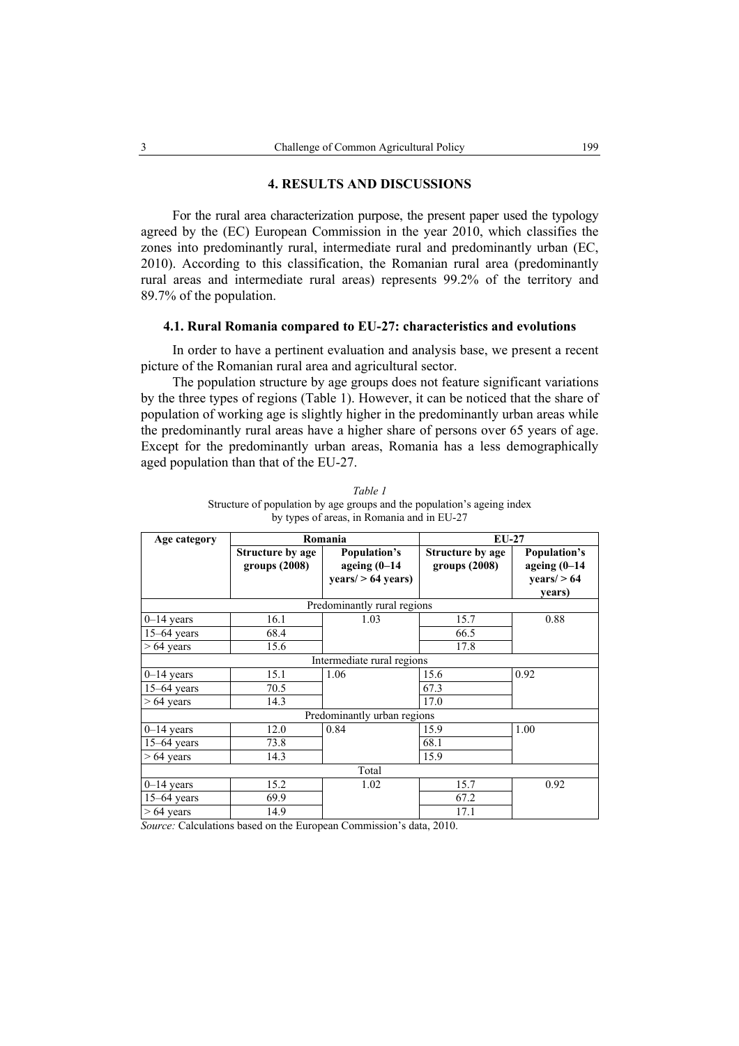## 4. RESULTS AND DISCUSSIONS

For the rural area characterization purpose, the present paper used the typology agreed by the (EC) European Commission in the year 2010, which classifies the zones into predominantly rural, intermediate rural and predominantly urban (EC, 2010). According to this classification, the Romanian rural area (predominantly rural areas and intermediate rural areas) represents 99.2% of the territory and 89.7% of the population.

### 4.1. Rural Romania compared to EU-27: characteristics and evolutions

In order to have a pertinent evaluation and analysis base, we present a recent picture of the Romanian rural area and agricultural sector.

The population structure by age groups does not feature significant variations by the three types of regions (Table 1). However, it can be noticed that the share of population of working age is slightly higher in the predominantly urban areas while the predominantly rural areas have a higher share of persons over 65 years of age. Except for the predominantly urban areas, Romania has a less demographically aged population than that of the EU-27.

*Table 1*

Structure of population by age groups and the population's ageing index by types of areas, in Romania and in EU-27

| Age category | Romania | | EU-27 | |
|---|---|---|---|---|
| | Structure by age groups (2008) | Population's ageing (0–14 years/ > 64 years) | Structure by age groups (2008) | Population's ageing (0–14 years/ > 64 years) |
| Predominantly rural regions | | | | |
| 0–14 years | 16.1 | 1.03 | 15.7 | 0.88 |
| 15–64 years | 68.4 | | 66.5 | |
| > 64 years | 15.6 | | 17.8 | |
| Intermediate rural regions | | | | |
| 0–14 years | 15.1 | 1.06 | 15.6 | 0.92 |
| 15–64 years | 70.5 | | 67.3 | |
| > 64 years | 14.3 | | 17.0 | |
| Predominantly urban regions | | | | |
| 0–14 years | 12.0 | 0.84 | 15.9 | 1.00 |
| 15–64 years | 73.8 | | 68.1 | |
| > 64 years | 14.3 | | 15.9 | |
| Total | | | | |
| 0–14 years | 15.2 | 1.02 | 15.7 | 0.92 |
| 15–64 years | 69.9 | | 67.2 | |
| > 64 years | 14.9 | | 17.1 | |

*Source:* Calculations based on the European Commission's data, 2010.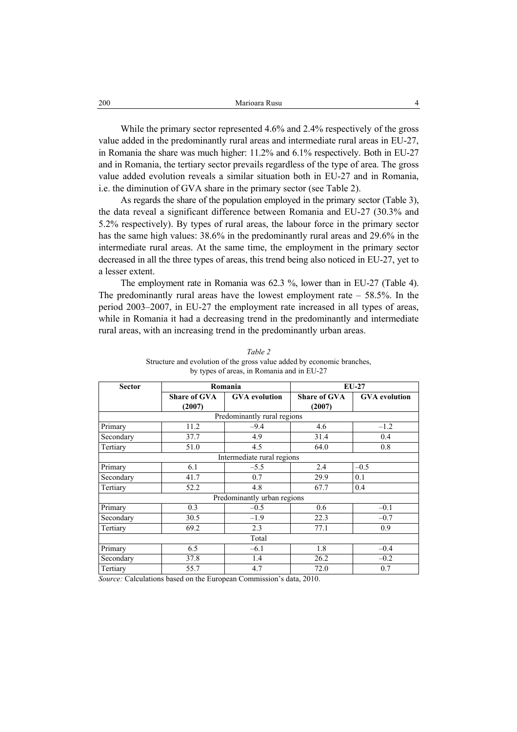While the primary sector represented 4.6% and 2.4% respectively of the gross value added in the predominantly rural areas and intermediate rural areas in EU-27, in Romania the share was much higher: 11.2% and 6.1% respectively. Both in EU-27 and in Romania, the tertiary sector prevails regardless of the type of area. The gross value added evolution reveals a similar situation both in EU-27 and in Romania, i.e. the diminution of GVA share in the primary sector (see Table 2).

As regards the share of the population employed in the primary sector (Table 3), the data reveal a significant difference between Romania and EU-27 (30.3% and 5.2% respectively). By types of rural areas, the labour force in the primary sector has the same high values: 38.6% in the predominantly rural areas and 29.6% in the intermediate rural areas. At the same time, the employment in the primary sector decreased in all the three types of areas, this trend being also noticed in EU-27, yet to a lesser extent.

The employment rate in Romania was 62.3 %, lower than in EU-27 (Table 4). The predominantly rural areas have the lowest employment rate – 58.5%. In the period 2003–2007, in EU-27 the employment rate increased in all types of areas, while in Romania it had a decreasing trend in the predominantly and intermediate rural areas, with an increasing trend in the predominantly urban areas.

*Table 2*

Structure and evolution of the gross value added by economic branches, by types of areas, in Romania and in EU-27

| Sector | Romania | | EU-27 | |
|---|---|---|---|---|
| | **Share of GVA (2007)** | **GVA evolution** | **Share of GVA (2007)** | **GVA evolution** |
| Predominantly rural regions | | | | |
| Primary | 11.2 | –9.4 | 4.6 | –1.2 |
| Secondary | 37.7 | 4.9 | 31.4 | 0.4 |
| Tertiary | 51.0 | 4.5 | 64.0 | 0.8 |
| Intermediate rural regions | | | | |
| Primary | 6.1 | –5.5 | 2.4 | –0.5 |
| Secondary | 41.7 | 0.7 | 29.9 | 0.1 |
| Tertiary | 52.2 | 4.8 | 67.7 | 0.4 |
| Predominantly urban regions | | | | |
| Primary | 0.3 | –0.5 | 0.6 | –0.1 |
| Secondary | 30.5 | –1.9 | 22.3 | –0.7 |
| Tertiary | 69.2 | 2.3 | 77.1 | 0.9 |
| Total | | | | |
| Primary | 6.5 | –6.1 | 1.8 | –0.4 |
| Secondary | 37.8 | 1.4 | 26.2 | –0.2 |
| Tertiary | 55.7 | 4.7 | 72.0 | 0.7 |

*Source:* Calculations based on the European Commission's data, 2010.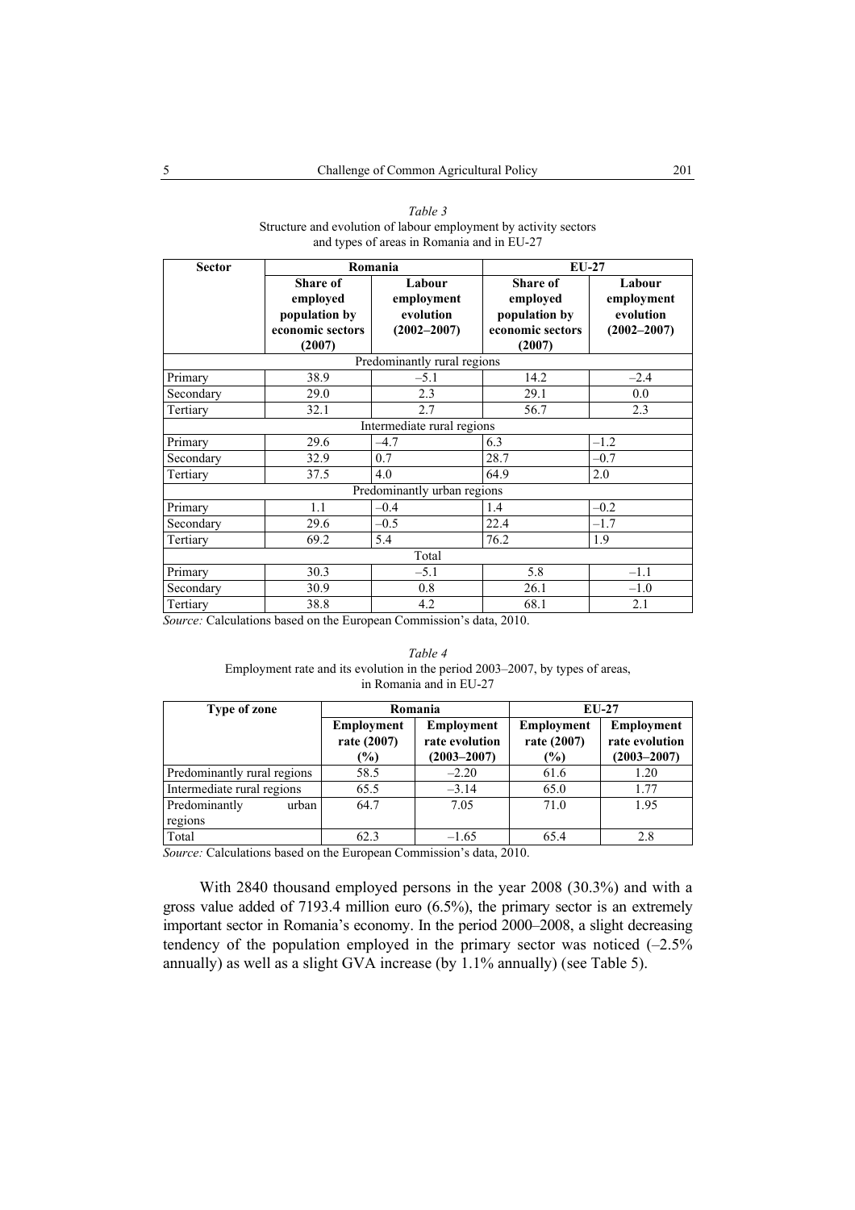*Table 3*
Structure and evolution of labour employment by activity sectors and types of areas in Romania and in EU-27

| Sector | Romania | | EU-27 | |
|---|---|---|---|---|
| | Share of employed population by economic sectors (2007) | Labour employment evolution (2002–2007) | Share of employed population by economic sectors (2007) | Labour employment evolution (2002–2007) |
| Predominantly rural regions | | | | |
| Primary | 38.9 | –5.1 | 14.2 | –2.4 |
| Secondary | 29.0 | 2.3 | 29.1 | 0.0 |
| Tertiary | 32.1 | 2.7 | 56.7 | 2.3 |
| Intermediate rural regions | | | | |
| Primary | 29.6 | –4.7 | 6.3 | –1.2 |
| Secondary | 32.9 | 0.7 | 28.7 | –0.7 |
| Tertiary | 37.5 | 4.0 | 64.9 | 2.0 |
| Predominantly urban regions | | | | |
| Primary | 1.1 | –0.4 | 1.4 | –0.2 |
| Secondary | 29.6 | –0.5 | 22.4 | –1.7 |
| Tertiary | 69.2 | 5.4 | 76.2 | 1.9 |
| Total | | | | |
| Primary | 30.3 | –5.1 | 5.8 | –1.1 |
| Secondary | 30.9 | 0.8 | 26.1 | –1.0 |
| Tertiary | 38.8 | 4.2 | 68.1 | 2.1 |

*Source:* Calculations based on the European Commission's data, 2010.

*Table 4*
Employment rate and its evolution in the period 2003–2007, by types of areas, in Romania and in EU-27

| Type of zone | Romania | | EU-27 | |
|---|---|---|---|---|
| | Employment rate (2007) (%) | Employment rate evolution (2003–2007) | Employment rate (2007) (%) | Employment rate evolution (2003–2007) |
| Predominantly rural regions | 58.5 | –2.20 | 61.6 | 1.20 |
| Intermediate rural regions | 65.5 | –3.14 | 65.0 | 1.77 |
| Predominantly urban regions | 64.7 | 7.05 | 71.0 | 1.95 |
| Total | 62.3 | –1.65 | 65.4 | 2.8 |

*Source:* Calculations based on the European Commission's data, 2010.

With 2840 thousand employed persons in the year 2008 (30.3%) and with a gross value added of 7193.4 million euro (6.5%), the primary sector is an extremely important sector in Romania's economy. In the period 2000–2008, a slight decreasing tendency of the population employed in the primary sector was noticed (–2.5% annually) as well as a slight GVA increase (by 1.1% annually) (see Table 5).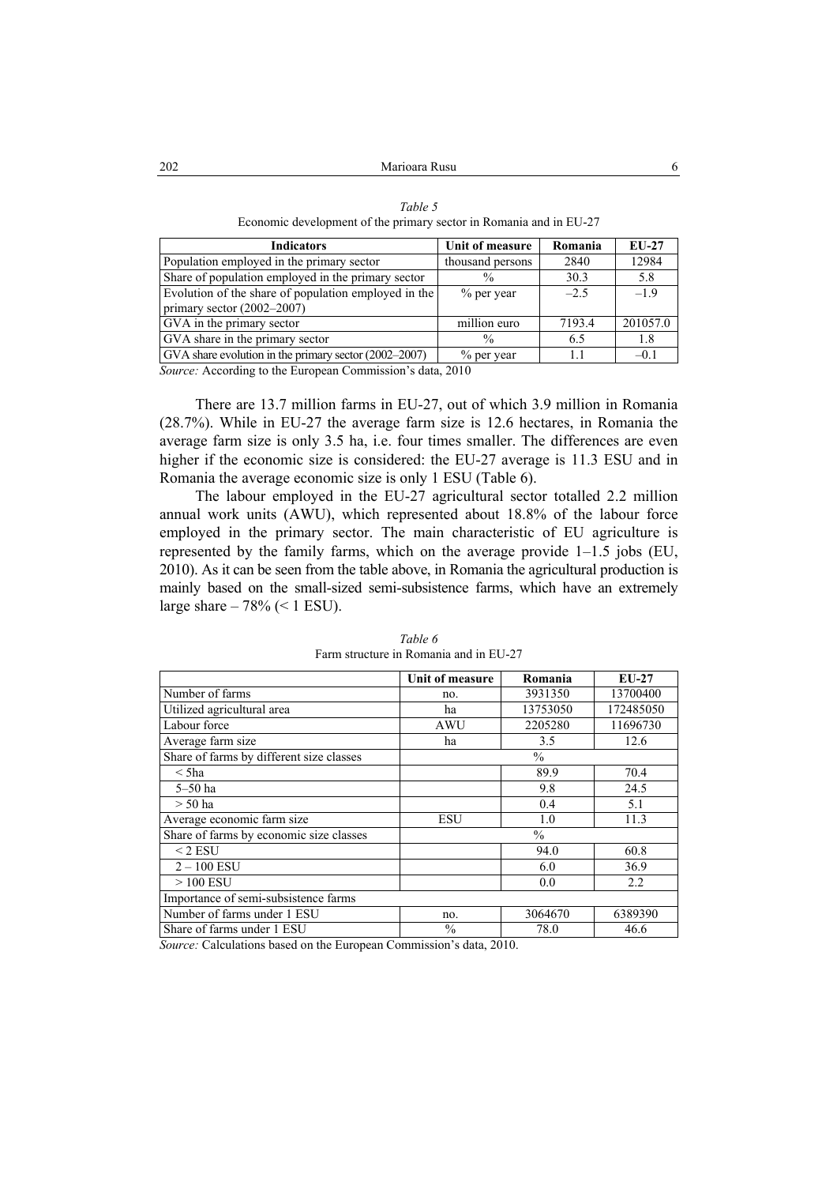*Table 5*
Economic development of the primary sector in Romania and in EU-27

| Indicators | Unit of measure | Romania | EU-27 |
|---|---|---|---|
| Population employed in the primary sector | thousand persons | 2840 | 12984 |
| Share of population employed in the primary sector | % | 30.3 | 5.8 |
| Evolution of the share of population employed in the primary sector (2002–2007) | % per year | –2.5 | –1.9 |
| GVA in the primary sector | million euro | 7193.4 | 201057.0 |
| GVA share in the primary sector | % | 6.5 | 1.8 |
| GVA share evolution in the primary sector (2002–2007) | % per year | 1.1 | –0.1 |

*Source:* According to the European Commission's data, 2010

There are 13.7 million farms in EU-27, out of which 3.9 million in Romania (28.7%). While in EU-27 the average farm size is 12.6 hectares, in Romania the average farm size is only 3.5 ha, i.e. four times smaller. The differences are even higher if the economic size is considered: the EU-27 average is 11.3 ESU and in Romania the average economic size is only 1 ESU (Table 6).

The labour employed in the EU-27 agricultural sector totalled 2.2 million annual work units (AWU), which represented about 18.8% of the labour force employed in the primary sector. The main characteristic of EU agriculture is represented by the family farms, which on the average provide 1–1.5 jobs (EU, 2010). As it can be seen from the table above, in Romania the agricultural production is mainly based on the small-sized semi-subsistence farms, which have an extremely large share – 78% (< 1 ESU).

*Table 6*
Farm structure in Romania and in EU-27

| | Unit of measure | Romania | EU-27 |
|---|---|---|---|
| Number of farms | no. | 3931350 | 13700400 |
| Utilized agricultural area | ha | 13753050 | 172485050 |
| Labour force | AWU | 2205280 | 11696730 |
| Average farm size | ha | 3.5 | 12.6 |
| Share of farms by different size classes | % | | |
| < 5ha | | 89.9 | 70.4 |
| 5–50 ha | | 9.8 | 24.5 |
| > 50 ha | | 0.4 | 5.1 |
| Average economic farm size | ESU | 1.0 | 11.3 |
| Share of farms by economic size classes | % | | |
| < 2 ESU | | 94.0 | 60.8 |
| 2 – 100 ESU | | 6.0 | 36.9 |
| > 100 ESU | | 0.0 | 2.2 |
| Importance of semi-subsistence farms | | | |
| Number of farms under 1 ESU | no. | 3064670 | 6389390 |
| Share of farms under 1 ESU | % | 78.0 | 46.6 |

*Source:* Calculations based on the European Commission's data, 2010.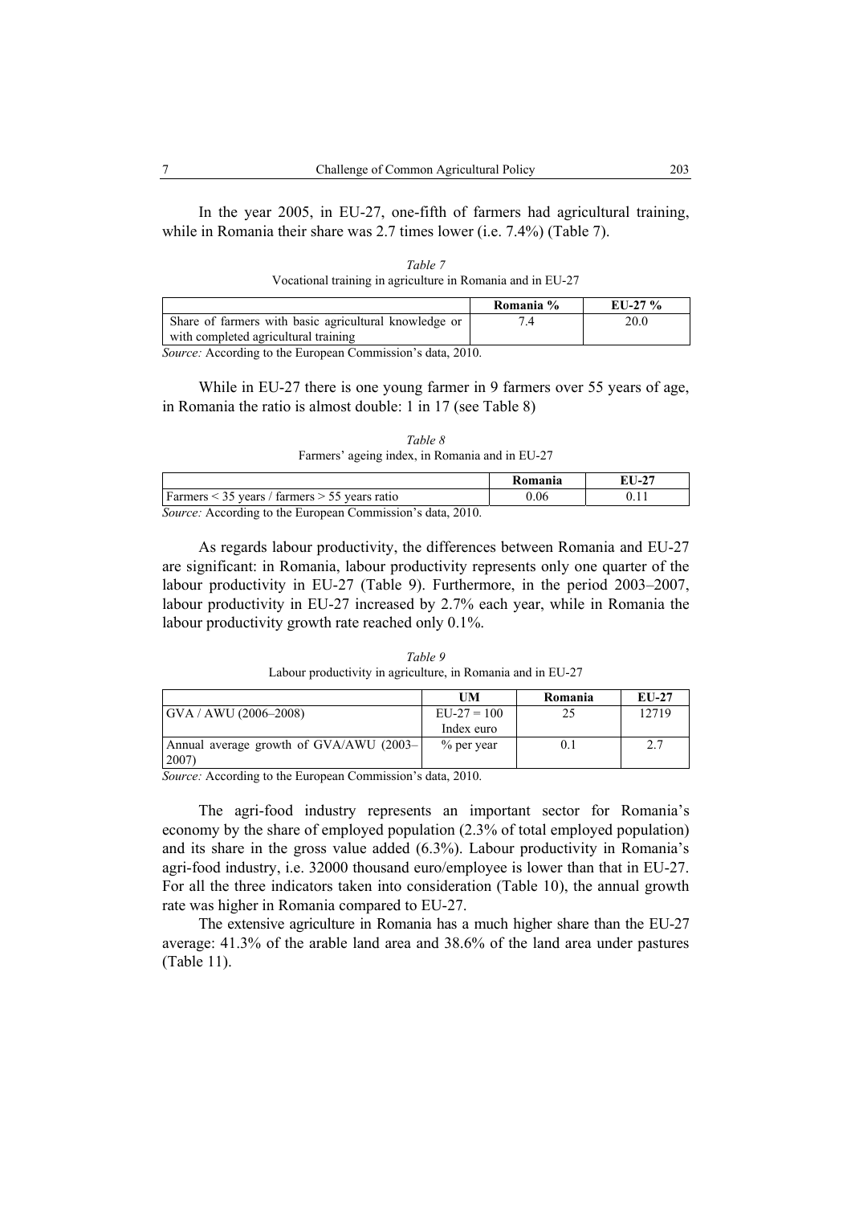In the year 2005, in EU-27, one-fifth of farmers had agricultural training, while in Romania their share was 2.7 times lower (i.e. 7.4%) (Table 7).

*Table 7*
Vocational training in agriculture in Romania and in EU-27

| | **Romania %** | **EU-27 %** |
|---|---|---|
| Share of farmers with basic agricultural knowledge or with completed agricultural training | 7.4 | 20.0 |

*Source:* According to the European Commission's data, 2010.

While in EU-27 there is one young farmer in 9 farmers over 55 years of age, in Romania the ratio is almost double: 1 in 17 (see Table 8)

*Table 8*
Farmers' ageing index, in Romania and in EU-27

| | **Romania** | **EU-27** |
|---|---|---|
| Farmers < 35 years / farmers > 55 years ratio | 0.06 | 0.11 |

*Source:* According to the European Commission's data, 2010.

As regards labour productivity, the differences between Romania and EU-27 are significant: in Romania, labour productivity represents only one quarter of the labour productivity in EU-27 (Table 9). Furthermore, in the period 2003–2007, labour productivity in EU-27 increased by 2.7% each year, while in Romania the labour productivity growth rate reached only 0.1%.

*Table 9*
Labour productivity in agriculture, in Romania and in EU-27

| | **UM** | **Romania** | **EU-27** |
|---|---|---|---|
| GVA / AWU (2006–2008) | EU-27 = 100 Index euro | 25 | 12719 |
| Annual average growth of GVA/AWU (2003–2007) | % per year | 0.1 | 2.7 |

*Source:* According to the European Commission's data, 2010.

The agri-food industry represents an important sector for Romania's economy by the share of employed population (2.3% of total employed population) and its share in the gross value added (6.3%). Labour productivity in Romania's agri-food industry, i.e. 32000 thousand euro/employee is lower than that in EU-27. For all the three indicators taken into consideration (Table 10), the annual growth rate was higher in Romania compared to EU-27.

The extensive agriculture in Romania has a much higher share than the EU-27 average: 41.3% of the arable land area and 38.6% of the land area under pastures (Table 11).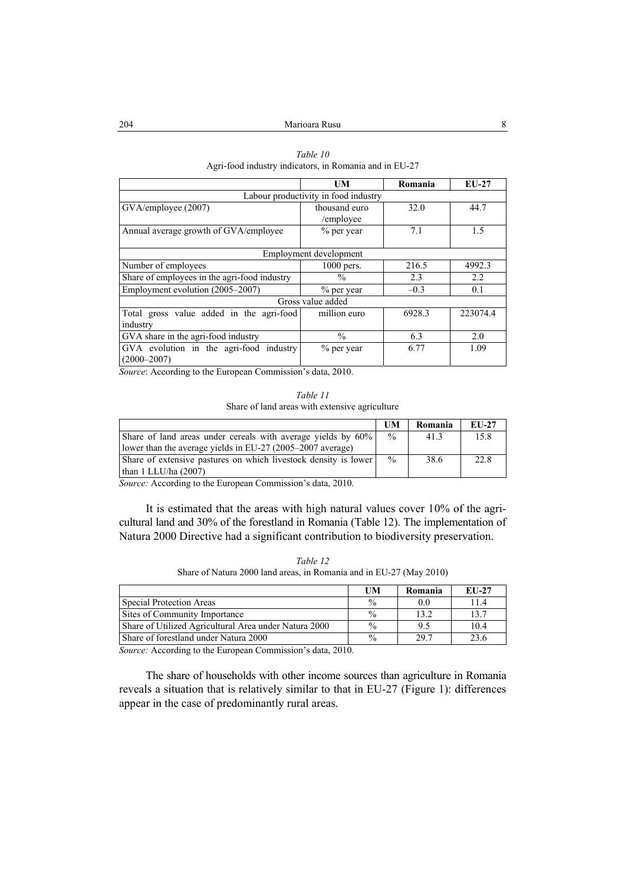*Table 10*
Agri-food industry indicators, in Romania and in EU-27

| | UM | Romania | EU-27 |
|---|---|---|---|
| Labour productivity in food industry | | | |
| GVA/employee (2007) | thousand euro /employee | 32.0 | 44.7 |
| Annual average growth of GVA/employee | % per year | 7.1 | 1.5 |
| Employment development | | | |
| Number of employees | 1000 pers. | 216.5 | 4992.3 |
| Share of employees in the agri-food industry | % | 2.3 | 2.2 |
| Employment evolution (2005–2007) | % per year | –0.3 | 0.1 |
| Gross value added | | | |
| Total gross value added in the agri-food industry | million euro | 6928.3 | 223074.4 |
| GVA share in the agri-food industry | % | 6.3 | 2.0 |
| GVA evolution in the agri-food industry (2000–2007) | % per year | 6.77 | 1.09 |

*Source*: According to the European Commission's data, 2010.

*Table 11*
Share of land areas with extensive agriculture

| | UM | Romania | EU-27 |
|---|---|---|---|
| Share of land areas under cereals with average yields by 60% lower than the average yields in EU-27 (2005–2007 average) | % | 41.3 | 15.8 |
| Share of extensive pastures on which livestock density is lower than 1 LLU/ha (2007) | % | 38.6 | 22.8 |

*Source:* According to the European Commission's data, 2010.

It is estimated that the areas with high natural values cover 10% of the agricultural land and 30% of the forestland in Romania (Table 12). The implementation of Natura 2000 Directive had a significant contribution to biodiversity preservation.

*Table 12*
Share of Natura 2000 land areas, in Romania and in EU-27 (May 2010)

| | UM | Romania | EU-27 |
|---|---|---|---|
| Special Protection Areas | % | 0.0 | 11.4 |
| Sites of Community Importance | % | 13.2 | 13.7 |
| Share of Utilized Agricultural Area under Natura 2000 | % | 9.5 | 10.4 |
| Share of forestland under Natura 2000 | % | 29.7 | 23.6 |

*Source:* According to the European Commission's data, 2010.

The share of households with other income sources than agriculture in Romania reveals a situation that is relatively similar to that in EU-27 (Figure 1): differences appear in the case of predominantly rural areas.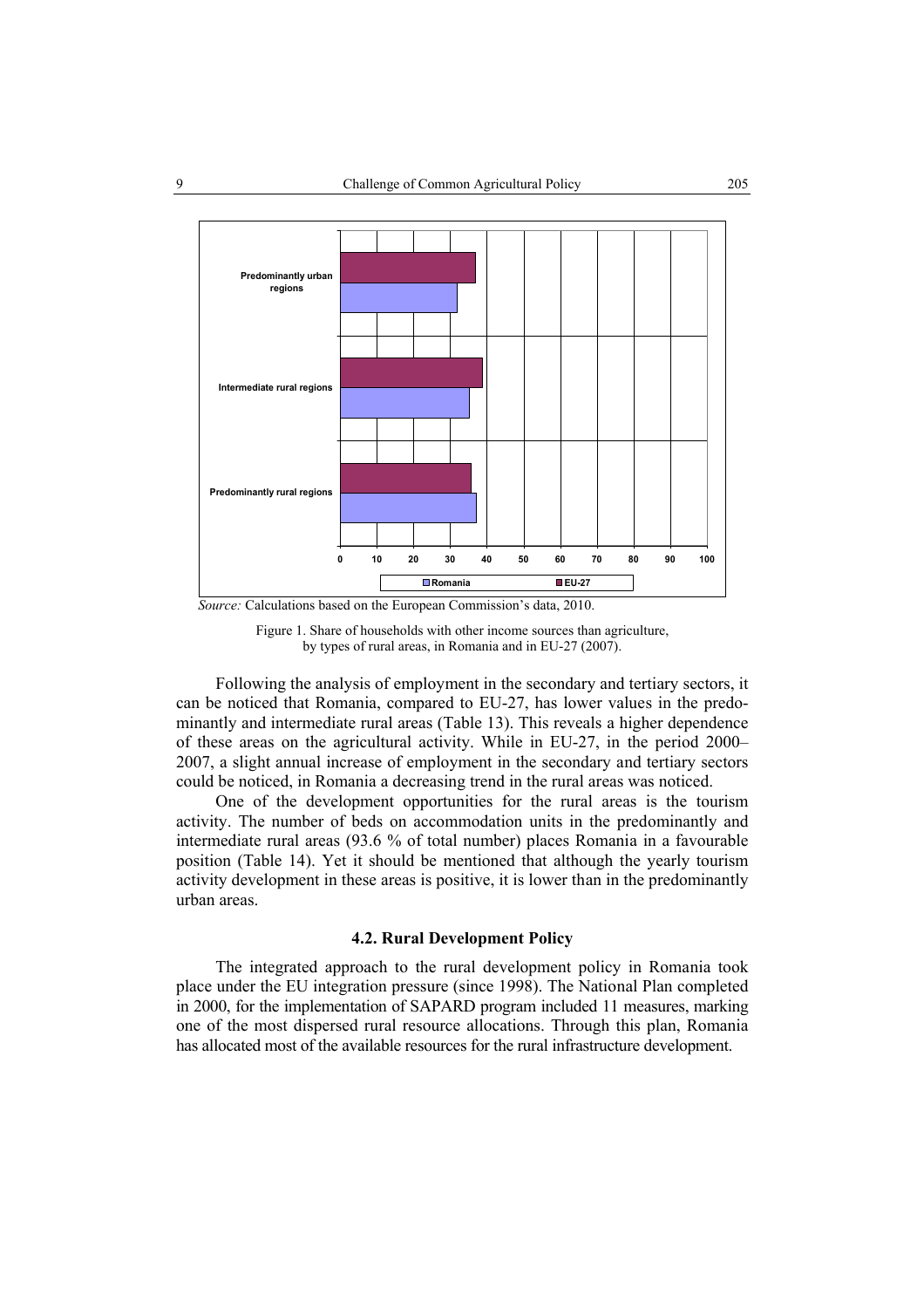Predominantly urban regions

Intermediate rural regions

Predominantly rural regions

0 10 20 30 40 50 60 70 80 90 100

Romania EU-27

*Source:* Calculations based on the European Commission's data, 2010.

Figure 1. Share of households with other income sources than agriculture, by types of rural areas, in Romania and in EU-27 (2007).

Following the analysis of employment in the secondary and tertiary sectors, it can be noticed that Romania, compared to EU-27, has lower values in the predominantly and intermediate rural areas (Table 13). This reveals a higher dependence of these areas on the agricultural activity. While in EU-27, in the period 2000–2007, a slight annual increase of employment in the secondary and tertiary sectors could be noticed, in Romania a decreasing trend in the rural areas was noticed.

One of the development opportunities for the rural areas is the tourism activity. The number of beds on accommodation units in the predominantly and intermediate rural areas (93.6 % of total number) places Romania in a favourable position (Table 14). Yet it should be mentioned that although the yearly tourism activity development in these areas is positive, it is lower than in the predominantly urban areas.

### 4.2. Rural Development Policy

The integrated approach to the rural development policy in Romania took place under the EU integration pressure (since 1998). The National Plan completed in 2000, for the implementation of SAPARD program included 11 measures, marking one of the most dispersed rural resource allocations. Through this plan, Romania has allocated most of the available resources for the rural infrastructure development.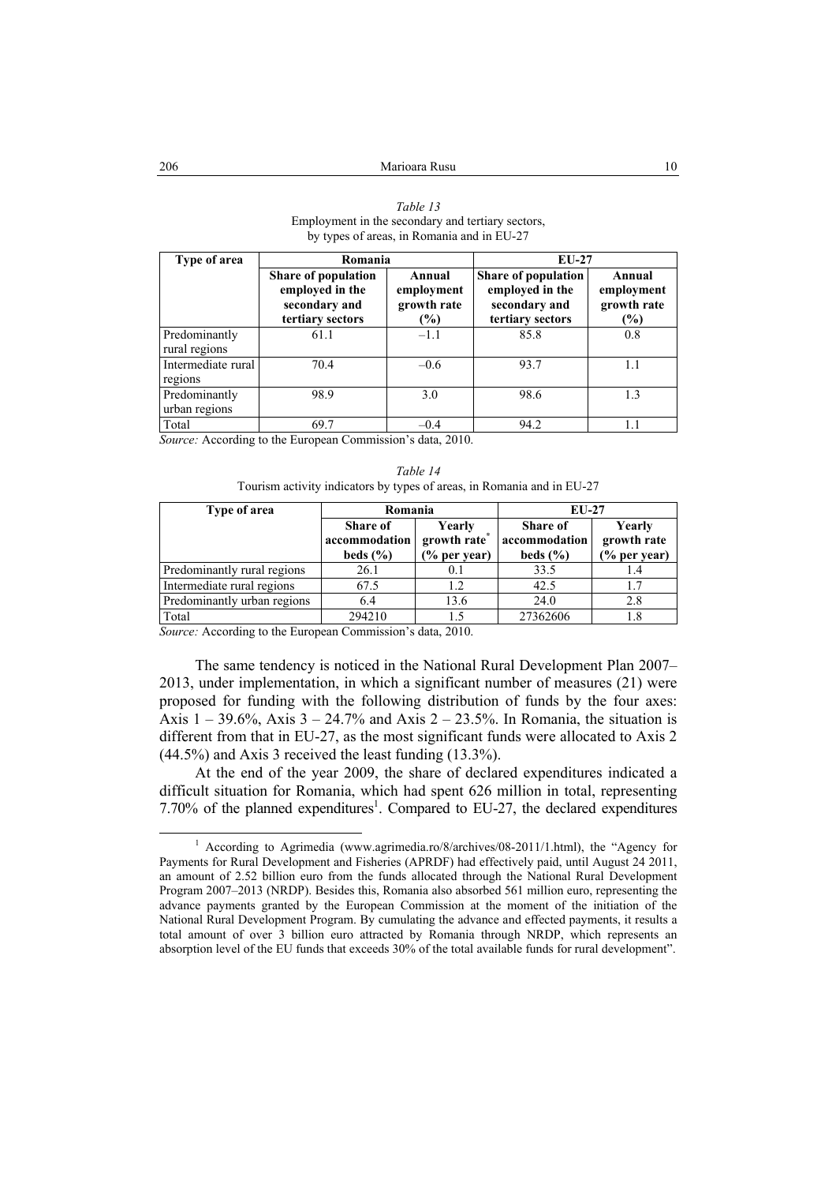*Table 13*
Employment in the secondary and tertiary sectors, by types of areas, in Romania and in EU-27

| Type of area | Romania | | EU-27 | |
|---|---|---|---|---|
| | Share of population employed in the secondary and tertiary sectors | Annual employment growth rate (%) | Share of population employed in the secondary and tertiary sectors | Annual employment growth rate (%) |
| Predominantly rural regions | 61.1 | –1.1 | 85.8 | 0.8 |
| Intermediate rural regions | 70.4 | –0.6 | 93.7 | 1.1 |
| Predominantly urban regions | 98.9 | 3.0 | 98.6 | 1.3 |
| Total | 69.7 | –0.4 | 94.2 | 1.1 |

*Source:* According to the European Commission's data, 2010.

*Table 14*
Tourism activity indicators by types of areas, in Romania and in EU-27

| Type of area | Romania | | EU-27 | |
|---|---|---|---|---|
| | Share of accommodation beds (%) | Yearly growth rate* (% per year) | Share of accommodation beds (%) | Yearly growth rate (% per year) |
| Predominantly rural regions | 26.1 | 0.1 | 33.5 | 1.4 |
| Intermediate rural regions | 67.5 | 1.2 | 42.5 | 1.7 |
| Predominantly urban regions | 6.4 | 13.6 | 24.0 | 2.8 |
| Total | 294210 | 1.5 | 27362606 | 1.8 |

*Source:* According to the European Commission's data, 2010.

The same tendency is noticed in the National Rural Development Plan 2007–2013, under implementation, in which a significant number of measures (21) were proposed for funding with the following distribution of funds by the four axes: Axis 1 – 39.6%, Axis 3 – 24.7% and Axis 2 – 23.5%. In Romania, the situation is different from that in EU-27, as the most significant funds were allocated to Axis 2 (44.5%) and Axis 3 received the least funding (13.3%).

At the end of the year 2009, the share of declared expenditures indicated a difficult situation for Romania, which had spent 626 million in total, representing 7.70% of the planned expenditures[1]. Compared to EU-27, the declared expenditures

[1] According to Agrimedia (www.agrimedia.ro/8/archives/08-2011/1.html), the "Agency for Payments for Rural Development and Fisheries (APRDF) had effectively paid, until August 24 2011, an amount of 2.52 billion euro from the funds allocated through the National Rural Development Program 2007–2013 (NRDP). Besides this, Romania also absorbed 561 million euro, representing the advance payments granted by the European Commission at the moment of the initiation of the National Rural Development Program. By cumulating the advance and effected payments, it results a total amount of over 3 billion euro attracted by Romania through NRDP, which represents an absorption level of the EU funds that exceeds 30% of the total available funds for rural development".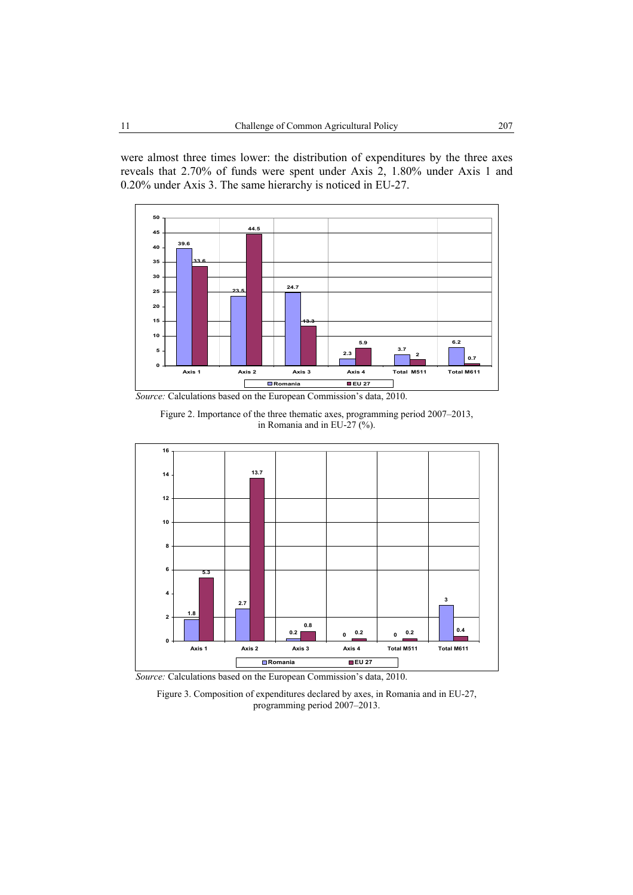were almost three times lower: the distribution of expenditures by the three axes reveals that 2.70% of funds were spent under Axis 2, 1.80% under Axis 1 and 0.20% under Axis 3. The same hierarchy is noticed in EU-27.

| | Axis 1 | Axis 2 | Axis 3 | Axis 4 | Total M511 | Total M611 |
|---|---|---|---|---|---|---|
| Romania | 39.6 | 23.5 | 24.7 | 2.3 | 3.7 | 6.2 |
| EU 27 | 33.6 | 44.5 | 13.3 | 5.9 | 2 | 0.7 |

*Source:* Calculations based on the European Commission's data, 2010.

Figure 2. Importance of the three thematic axes, programming period 2007–2013, in Romania and in EU-27 (%).

| | Axis 1 | Axis 2 | Axis 3 | Axis 4 | Total M511 | Total M611 |
|---|---|---|---|---|---|---|
| Romania | 1.8 | 2.7 | 0.2 | 0 | 0 | 3 |
| EU 27 | 5.3 | 13.7 | 0.8 | 0.2 | 0.2 | 0.4 |

*Source:* Calculations based on the European Commission's data, 2010.

Figure 3. Composition of expenditures declared by axes, in Romania and in EU-27, programming period 2007–2013.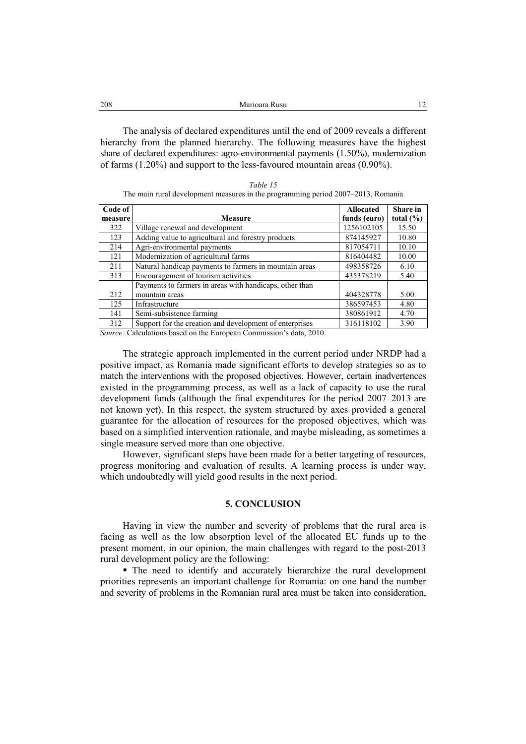The analysis of declared expenditures until the end of 2009 reveals a different hierarchy from the planned hierarchy. The following measures have the highest share of declared expenditures: agro-environmental payments (1.50%), modernization of farms (1.20%) and support to the less-favoured mountain areas (0.90%).

*Table 15*

The main rural development measures in the programming period 2007–2013, Romania

| Code of measure | Measure | Allocated funds (euro) | Share in total (%) |
|---|---|---|---|
| 322 | Village renewal and development | 1256102105 | 15.50 |
| 123 | Adding value to agricultural and forestry products | 874145927 | 10.80 |
| 214 | Agri-environmental payments | 817054711 | 10.10 |
| 121 | Modernization of agricultural farms | 816404482 | 10.00 |
| 211 | Natural handicap payments to farmers in mountain areas | 498358726 | 6.10 |
| 313 | Encouragement of tourism activities | 435378219 | 5.40 |
| 212 | Payments to farmers in areas with handicaps, other than mountain areas | 404328778 | 5.00 |
| 125 | Infrastructure | 386597453 | 4.80 |
| 141 | Semi-subsistence farming | 380861912 | 4.70 |
| 312 | Support for the creation and development of enterprises | 316118102 | 3.90 |

*Source:* Calculations based on the European Commission's data, 2010.

The strategic approach implemented in the current period under NRDP had a positive impact, as Romania made significant efforts to develop strategies so as to match the interventions with the proposed objectives. However, certain inadvertences existed in the programming process, as well as a lack of capacity to use the rural development funds (although the final expenditures for the period 2007–2013 are not known yet). In this respect, the system structured by axes provided a general guarantee for the allocation of resources for the proposed objectives, which was based on a simplified intervention rationale, and maybe misleading, as sometimes a single measure served more than one objective.

However, significant steps have been made for a better targeting of resources, progress monitoring and evaluation of results. A learning process is under way, which undoubtedly will yield good results in the next period.

## 5. CONCLUSION

Having in view the number and severity of problems that the rural area is facing as well as the low absorption level of the allocated EU funds up to the present moment, in our opinion, the main challenges with regard to the post-2013 rural development policy are the following:

- The need to identify and accurately hierarchize the rural development priorities represents an important challenge for Romania: on one hand the number and severity of problems in the Romanian rural area must be taken into consideration,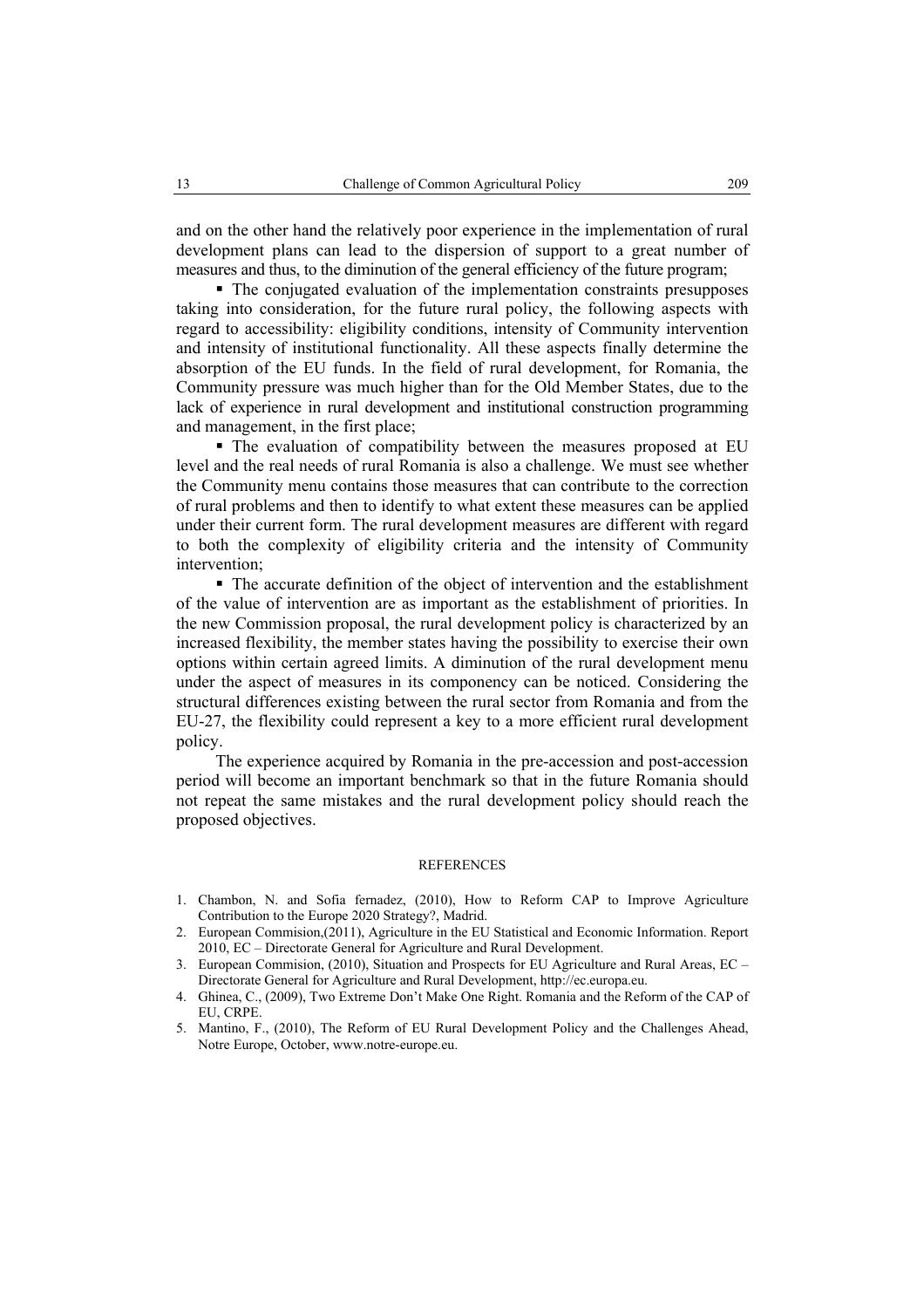and on the other hand the relatively poor experience in the implementation of rural development plans can lead to the dispersion of support to a great number of measures and thus, to the diminution of the general efficiency of the future program;

- The conjugated evaluation of the implementation constraints presupposes taking into consideration, for the future rural policy, the following aspects with regard to accessibility: eligibility conditions, intensity of Community intervention and intensity of institutional functionality. All these aspects finally determine the absorption of the EU funds. In the field of rural development, for Romania, the Community pressure was much higher than for the Old Member States, due to the lack of experience in rural development and institutional construction programming and management, in the first place;
- The evaluation of compatibility between the measures proposed at EU level and the real needs of rural Romania is also a challenge. We must see whether the Community menu contains those measures that can contribute to the correction of rural problems and then to identify to what extent these measures can be applied under their current form. The rural development measures are different with regard to both the complexity of eligibility criteria and the intensity of Community intervention;
- The accurate definition of the object of intervention and the establishment of the value of intervention are as important as the establishment of priorities. In the new Commission proposal, the rural development policy is characterized by an increased flexibility, the member states having the possibility to exercise their own options within certain agreed limits. A diminution of the rural development menu under the aspect of measures in its componency can be noticed. Considering the structural differences existing between the rural sector from Romania and from the EU-27, the flexibility could represent a key to a more efficient rural development policy.

The experience acquired by Romania in the pre-accession and post-accession period will become an important benchmark so that in the future Romania should not repeat the same mistakes and the rural development policy should reach the proposed objectives.

## REFERENCES

1. Chambon, N. and Sofia fernadez, (2010), How to Reform CAP to Improve Agriculture Contribution to the Europe 2020 Strategy?, Madrid.
2. European Commision,(2011), Agriculture in the EU Statistical and Economic Information. Report 2010, EC – Directorate General for Agriculture and Rural Development.
3. European Commision, (2010), Situation and Prospects for EU Agriculture and Rural Areas, EC – Directorate General for Agriculture and Rural Development, http://ec.europa.eu.
4. Ghinea, C., (2009), Two Extreme Don't Make One Right. Romania and the Reform of the CAP of EU, CRPE.
5. Mantino, F., (2010), The Reform of EU Rural Development Policy and the Challenges Ahead, Notre Europe, October, www.notre-europe.eu.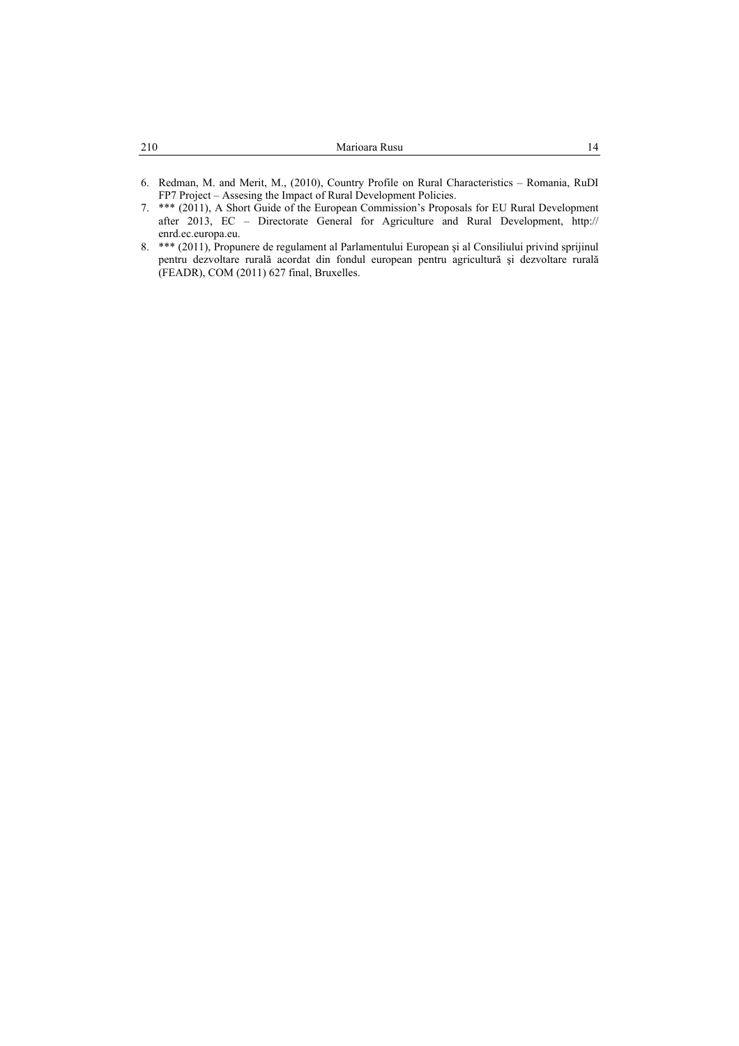6. Redman, M. and Merit, M., (2010), Country Profile on Rural Characteristics – Romania, RuDI FP7 Project – Assesing the Impact of Rural Development Policies.
7. *** (2011), A Short Guide of the European Commission's Proposals for EU Rural Development after 2013, EC – Directorate General for Agriculture and Rural Development, http:// enrd.ec.europa.eu.
8. *** (2011), Propunere de regulament al Parlamentului European şi al Consiliului privind sprijinul pentru dezvoltare rurală acordat din fondul european pentru agricultură şi dezvoltare rurală (FEADR), COM (2011) 627 final, Bruxelles.